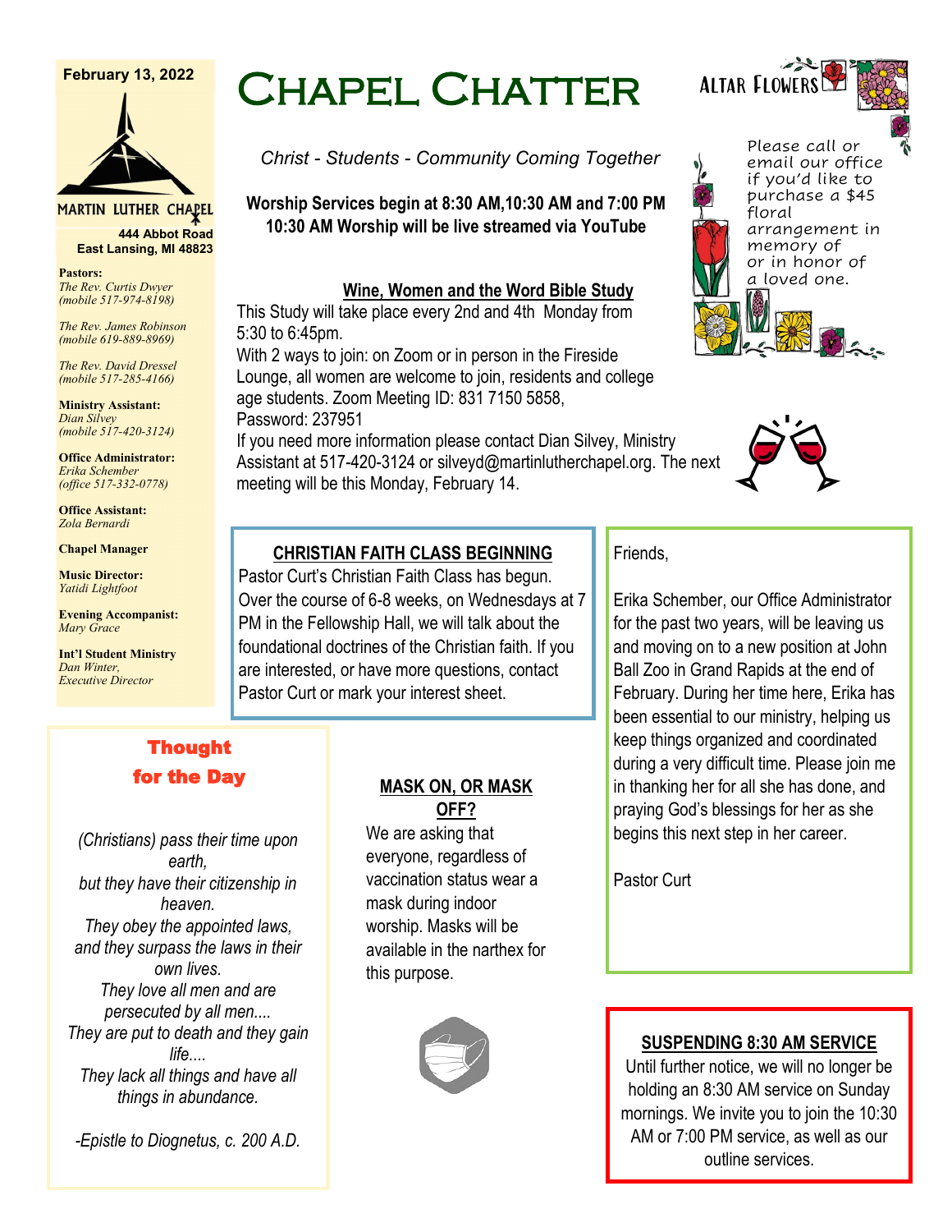February 13, 2022

MARTIN LUTHER CHAPEL
444 Abbot Road
East Lansing, MI 48823

**Pastors:**
*The Rev. Curtis Dwyer (mobile 517-974-8198)*

*The Rev. James Robinson (mobile 619-889-8969)*

*The Rev. David Dressel (mobile 517-285-4166)*

**Ministry Assistant:**
*Dian Silvey (mobile 517-420-3124)*

**Office Administrator:**
*Erika Schember (office 517-332-0778)*

**Office Assistant:**
*Zola Bernardi*

**Chapel Manager**

**Music Director:**
*Yatidi Lightfoot*

**Evening Accompanist:**
*Mary Grace*

**Int'l Student Ministry**
*Dan Winter, Executive Director*

# Chapel Chatter

*Christ - Students - Community Coming Together*

**Worship Services begin at 8:30 AM,10:30 AM and 7:00 PM**
**10:30 AM Worship will be live streamed via YouTube**

## Altar Flowers

Please call or email our office if you'd like to purchase a $45 floral arrangement in memory of or in honor of a loved one.

## Wine, Women and the Word Bible Study

This Study will take place every 2nd and 4th Monday from 5:30 to 6:45pm.
With 2 ways to join: on Zoom or in person in the Fireside Lounge, all women are welcome to join, residents and college age students. Zoom Meeting ID: 831 7150 5858,
Password: 237951
If you need more information please contact Dian Silvey, Ministry Assistant at 517-420-3124 or silveyd@martinlutherchapel.org. The next meeting will be this Monday, February 14.

## CHRISTIAN FAITH CLASS BEGINNING

Pastor Curt's Christian Faith Class has begun. Over the course of 6-8 weeks, on Wednesdays at 7 PM in the Fellowship Hall, we will talk about the foundational doctrines of the Christian faith. If you are interested, or have more questions, contact Pastor Curt or mark your interest sheet.

Friends,

Erika Schember, our Office Administrator for the past two years, will be leaving us and moving on to a new position at John Ball Zoo in Grand Rapids at the end of February. During her time here, Erika has been essential to our ministry, helping us keep things organized and coordinated during a very difficult time. Please join me in thanking her for all she has done, and praying God's blessings for her as she begins this next step in her career.

Pastor Curt

## Thought for the Day

*(Christians) pass their time upon earth,*
*but they have their citizenship in heaven.*
*They obey the appointed laws,*
*and they surpass the laws in their own lives.*
*They love all men and are persecuted by all men....*
*They are put to death and they gain life....*
*They lack all things and have all things in abundance.*

*-Epistle to Diognetus, c. 200 A.D.*

## MASK ON, OR MASK OFF?

We are asking that everyone, regardless of vaccination status wear a mask during indoor worship. Masks will be available in the narthex for this purpose.

## SUSPENDING 8:30 AM SERVICE

Until further notice, we will no longer be holding an 8:30 AM service on Sunday mornings. We invite you to join the 10:30 AM or 7:00 PM service, as well as our outline services.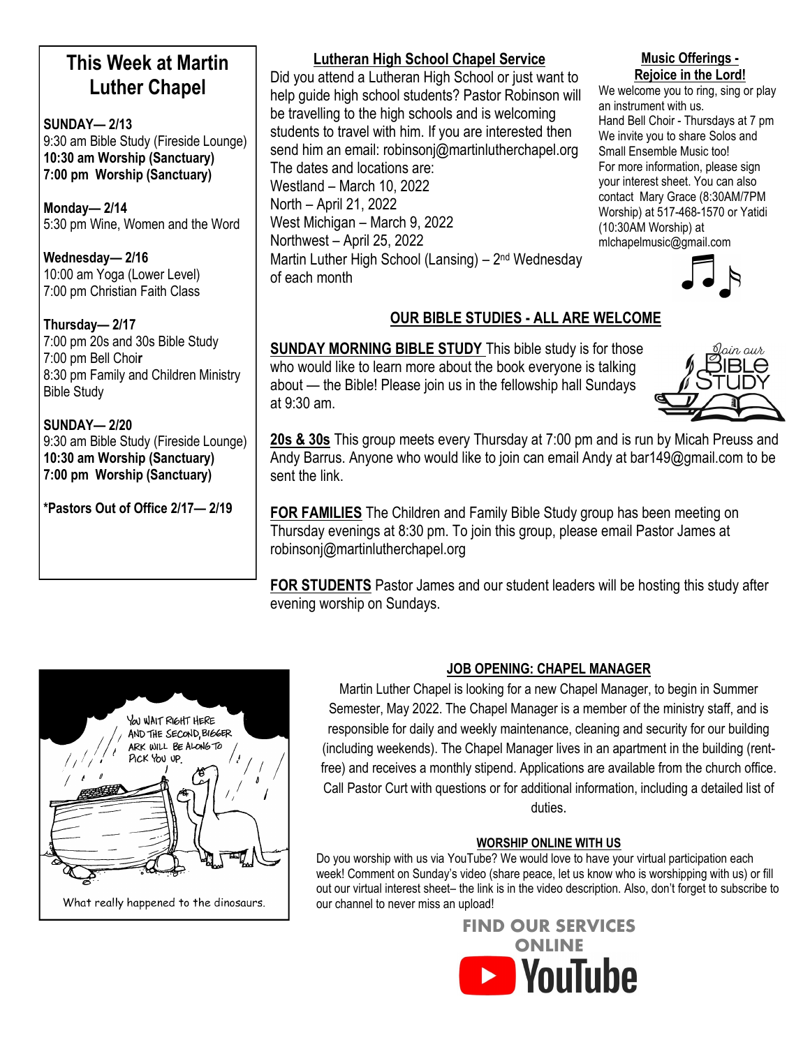# This Week at Martin Luther Chapel

**SUNDAY— 2/13**
9:30 am Bible Study (Fireside Lounge)
**10:30 am Worship (Sanctuary)**
**7:00 pm Worship (Sanctuary)**

**Monday— 2/14**
5:30 pm Wine, Women and the Word

**Wednesday— 2/16**
10:00 am Yoga (Lower Level)
7:00 pm Christian Faith Class

**Thursday— 2/17**
7:00 pm 20s and 30s Bible Study
7:00 pm Bell Choir
8:30 pm Family and Children Ministry Bible Study

**SUNDAY— 2/20**
9:30 am Bible Study (Fireside Lounge)
**10:30 am Worship (Sanctuary)**
**7:00 pm Worship (Sanctuary)**

**\*Pastors Out of Office 2/17— 2/19**

## Lutheran High School Chapel Service

Did you attend a Lutheran High School or just want to help guide high school students? Pastor Robinson will be travelling to the high schools and is welcoming students to travel with him. If you are interested then send him an email: robinsonj@martinlutherchapel.org
The dates and locations are:
Westland – March 10, 2022
North – April 21, 2022
West Michigan – March 9, 2022
Northwest – April 25, 2022
Martin Luther High School (Lansing) – 2nd Wednesday of each month

## Music Offerings - Rejoice in the Lord!

We welcome you to ring, sing or play an instrument with us.
Hand Bell Choir - Thursdays at 7 pm
We invite you to share Solos and Small Ensemble Music too!
For more information, please sign your interest sheet. You can also contact Mary Grace (8:30AM/7PM Worship) at 517-468-1570 or Yatidi (10:30AM Worship) at mlchapelmusic@gmail.com

## OUR BIBLE STUDIES - ALL ARE WELCOME

**SUNDAY MORNING BIBLE STUDY** This bible study is for those who would like to learn more about the book everyone is talking about — the Bible! Please join us in the fellowship hall Sundays at 9:30 am.

Join our BIBLE STUDY

**20s & 30s** This group meets every Thursday at 7:00 pm and is run by Micah Preuss and Andy Barrus. Anyone who would like to join can email Andy at bar149@gmail.com to be sent the link.

**FOR FAMILIES** The Children and Family Bible Study group has been meeting on Thursday evenings at 8:30 pm. To join this group, please email Pastor James at robinsonj@martinlutherchapel.org

**FOR STUDENTS** Pastor James and our student leaders will be hosting this study after evening worship on Sundays.

YOU WAIT RIGHT HERE AND THE SECOND, BIGGER ARK WILL BE ALONG TO PICK YOU UP.

What really happened to the dinosaurs.

## JOB OPENING: CHAPEL MANAGER

Martin Luther Chapel is looking for a new Chapel Manager, to begin in Summer Semester, May 2022. The Chapel Manager is a member of the ministry staff, and is responsible for daily and weekly maintenance, cleaning and security for our building (including weekends). The Chapel Manager lives in an apartment in the building (rent-free) and receives a monthly stipend. Applications are available from the church office. Call Pastor Curt with questions or for additional information, including a detailed list of duties.

## WORSHIP ONLINE WITH US

Do you worship with us via YouTube? We would love to have your virtual participation each week! Comment on Sunday's video (share peace, let us know who is worshipping with us) or fill out our virtual interest sheet– the link is in the video description. Also, don't forget to subscribe to our channel to never miss an upload!

FIND OUR SERVICES ONLINE
YouTube